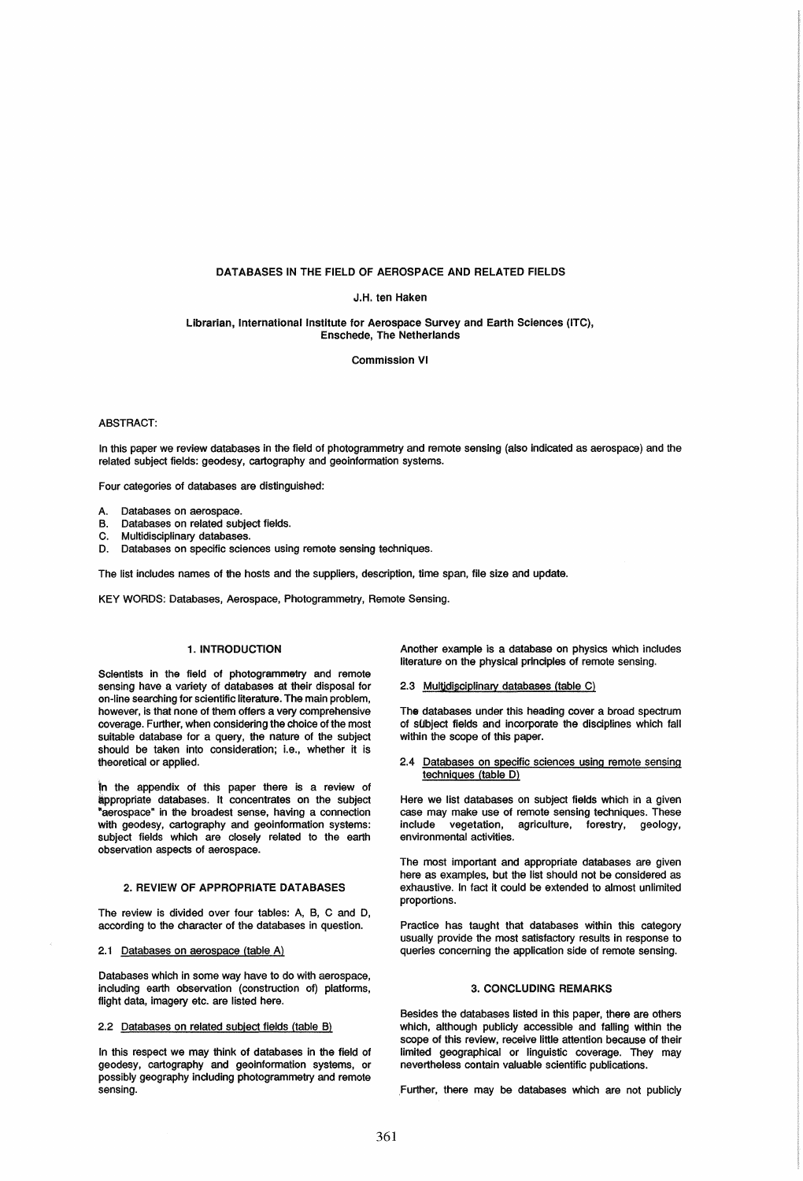# DATABASES IN THE FIELD OF AEROSPACE AND RELATED FIELDS

J.H. ten Haken

Librarian, International Institute for Aerospace Survey and Earth Sciences (ITC), Enschede, The Netherlands

Commission VI

ABSTRACT:

In this paper we review databases in the field of photogrammetry and remote sensing (also indicated as aerospace) and the related subject fields: geodesy, cartography and geoinformation systems.

Four categories of databases are distinguished:

A. Databases on aerospace.
B. Databases on related subject fields.
C. Multidisciplinary databases.
D. Databases on specific sciences using remote sensing techniques.

The list includes names of the hosts and the suppliers, description, time span, file size and update.

KEY WORDS: Databases, Aerospace, Photogrammetry, Remote Sensing.

## 1. INTRODUCTION

Scientists in the field of photogrammetry and remote sensing have a variety of databases at their disposal for on-line searching for scientific literature. The main problem, however, is that none of them offers a very comprehensive coverage. Further, when considering the choice of the most suitable database for a query, the nature of the subject should be taken into consideration; i.e., whether it is theoretical or applied.

In the appendix of this paper there is a review of appropriate databases. It concentrates on the subject "aerospace" in the broadest sense, having a connection with geodesy, cartography and geoinformation systems: subject fields which are closely related to the earth observation aspects of aerospace.

## 2. REVIEW OF APPROPRIATE DATABASES

The review is divided over four tables: A, B, C and D, according to the character of the databases in question.

### 2.1 Databases on aerospace (table A)

Databases which in some way have to do with aerospace, including earth observation (construction of) platforms, flight data, imagery etc. are listed here.

### 2.2 Databases on related subject fields (table B)

In this respect we may think of databases in the field of geodesy, cartography and geoinformation systems, or possibly geography including photogrammetry and remote sensing.

Another example is a database on physics which includes literature on the physical principles of remote sensing.

### 2.3 Multidisciplinary databases (table C)

The databases under this heading cover a broad spectrum of subject fields and incorporate the disciplines which fall within the scope of this paper.

### 2.4 Databases on specific sciences using remote sensing techniques (table D)

Here we list databases on subject fields which in a given case may make use of remote sensing techniques. These include vegetation, agriculture, forestry, geology, environmental activities.

The most important and appropriate databases are given here as examples, but the list should not be considered as exhaustive. In fact it could be extended to almost unlimited proportions.

Practice has taught that databases within this category usually provide the most satisfactory results in response to queries concerning the application side of remote sensing.

## 3. CONCLUDING REMARKS

Besides the databases listed in this paper, there are others which, although publicly accessible and falling within the scope of this review, receive little attention because of their limited geographical or linguistic coverage. They may nevertheless contain valuable scientific publications.

Further, there may be databases which are not publicly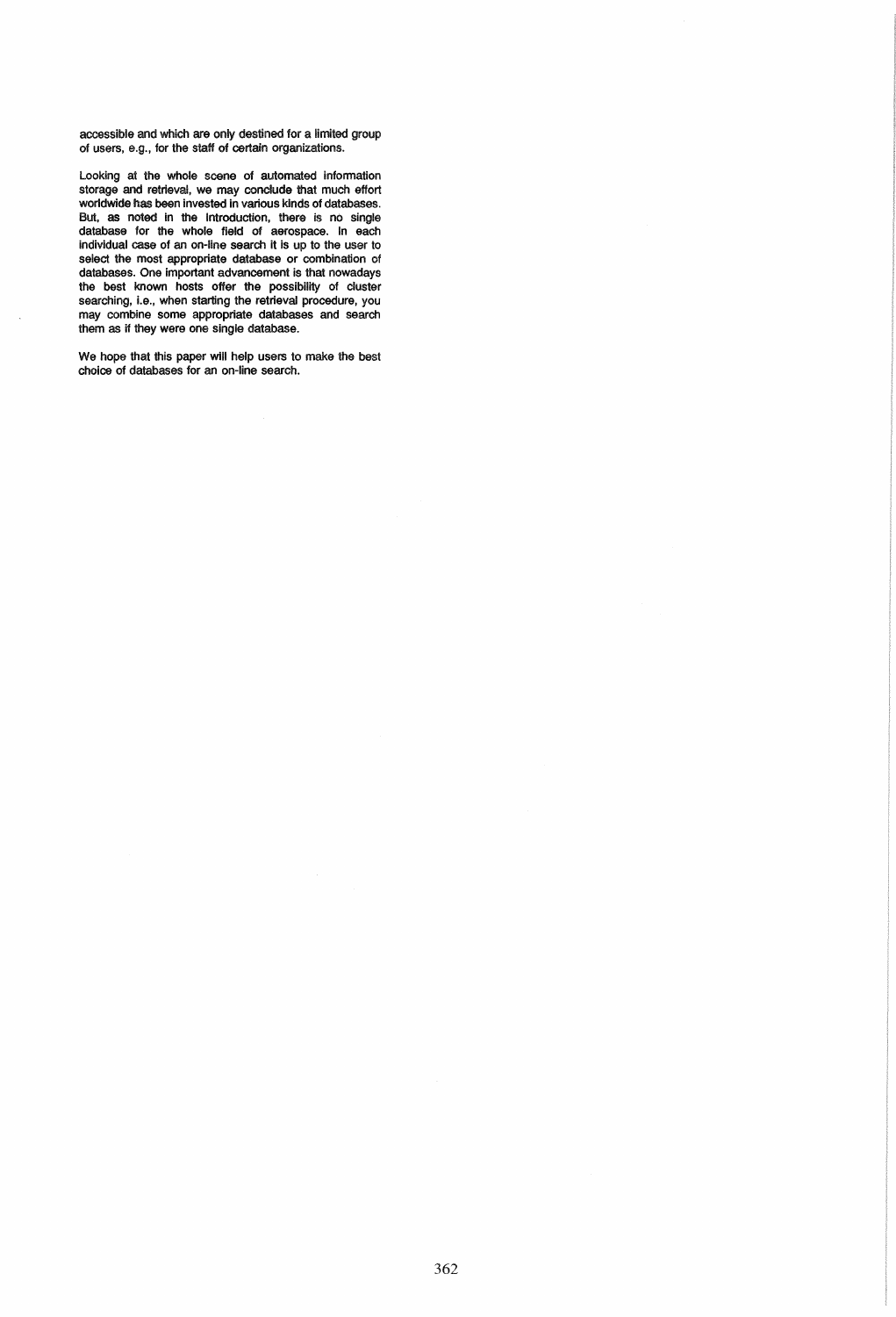accessible and which are only destined for a limited group of users, e.g., for the staff of certain organizations.

Looking at the whole scene of automated information storage and retrieval, we may conclude that much effort worldwide has been invested in various kinds of databases. But, as noted in the Introduction, there is no single database for the whole field of aerospace. In each individual case of an on-line search it is up to the user to select the most appropriate database or combination of databases. One important advancement is that nowadays the best known hosts offer the possibility of cluster searching, i.e., when starting the retrieval procedure, you may combine some appropriate databases and search them as if they were one single database.

We hope that this paper will help users to make the best choice of databases for an on-line search.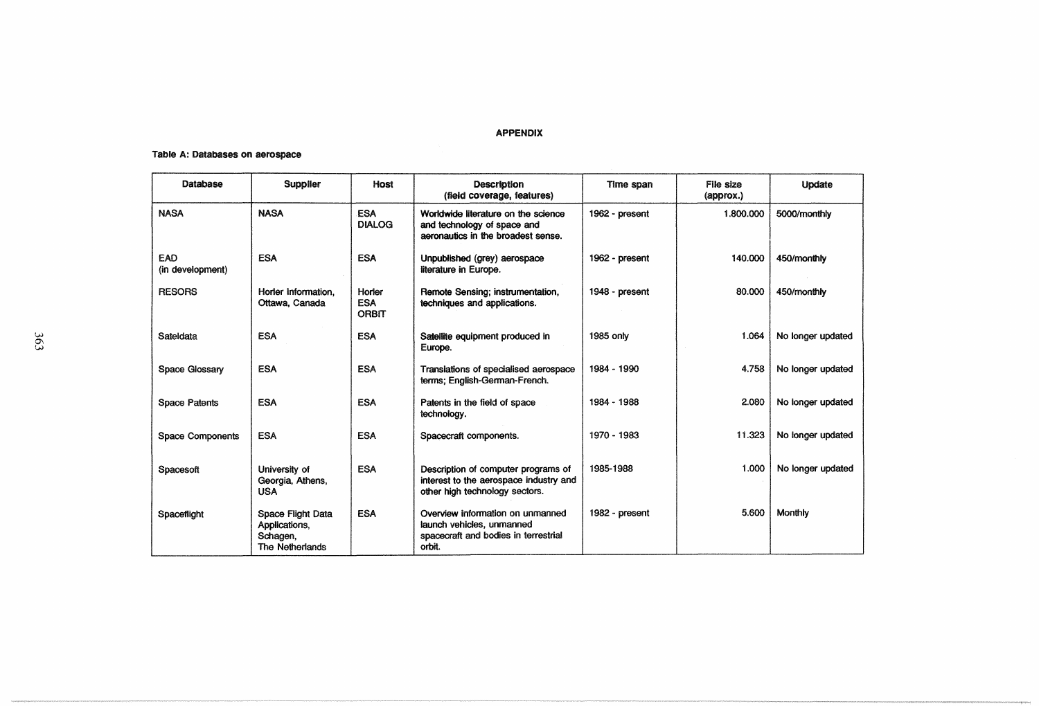## APPENDIX

**Table A: Databases on aerospace**

| Database | Supplier | Host | Description (field coverage, features) | Time span | File size (approx.) | Update |
|---|---|---|---|---|---|---|
| NASA | NASA | ESA DIALOG | Worldwide literature on the science and technology of space and aeronautics in the broadest sense. | 1962 - present | 1.800.000 | 5000/monthly |
| EAD (in development) | ESA | ESA | Unpublished (grey) aerospace literature in Europe. | 1962 - present | 140.000 | 450/monthly |
| RESORS | Horler Information, Ottawa, Canada | Horler ESA ORBIT | Remote Sensing; instrumentation, techniques and applications. | 1948 - present | 80.000 | 450/monthly |
| Sateldata | ESA | ESA | Satellite equipment produced in Europe. | 1985 only | 1.064 | No longer updated |
| Space Glossary | ESA | ESA | Translations of specialised aerospace terms; English-German-French. | 1984 - 1990 | 4.758 | No longer updated |
| Space Patents | ESA | ESA | Patents in the field of space technology. | 1984 - 1988 | 2.080 | No longer updated |
| Space Components | ESA | ESA | Spacecraft components. | 1970 - 1983 | 11.323 | No longer updated |
| Spacesoft | University of Georgia, Athens, USA | ESA | Description of computer programs of interest to the aerospace industry and other high technology sectors. | 1985-1988 | 1.000 | No longer updated |
| Spaceflight | Space Flight Data Applications, Schagen, The Netherlands | ESA | Overview information on unmanned launch vehicles, unmanned spacecraft and bodies in terrestrial orbit. | 1982 - present | 5.600 | Monthly |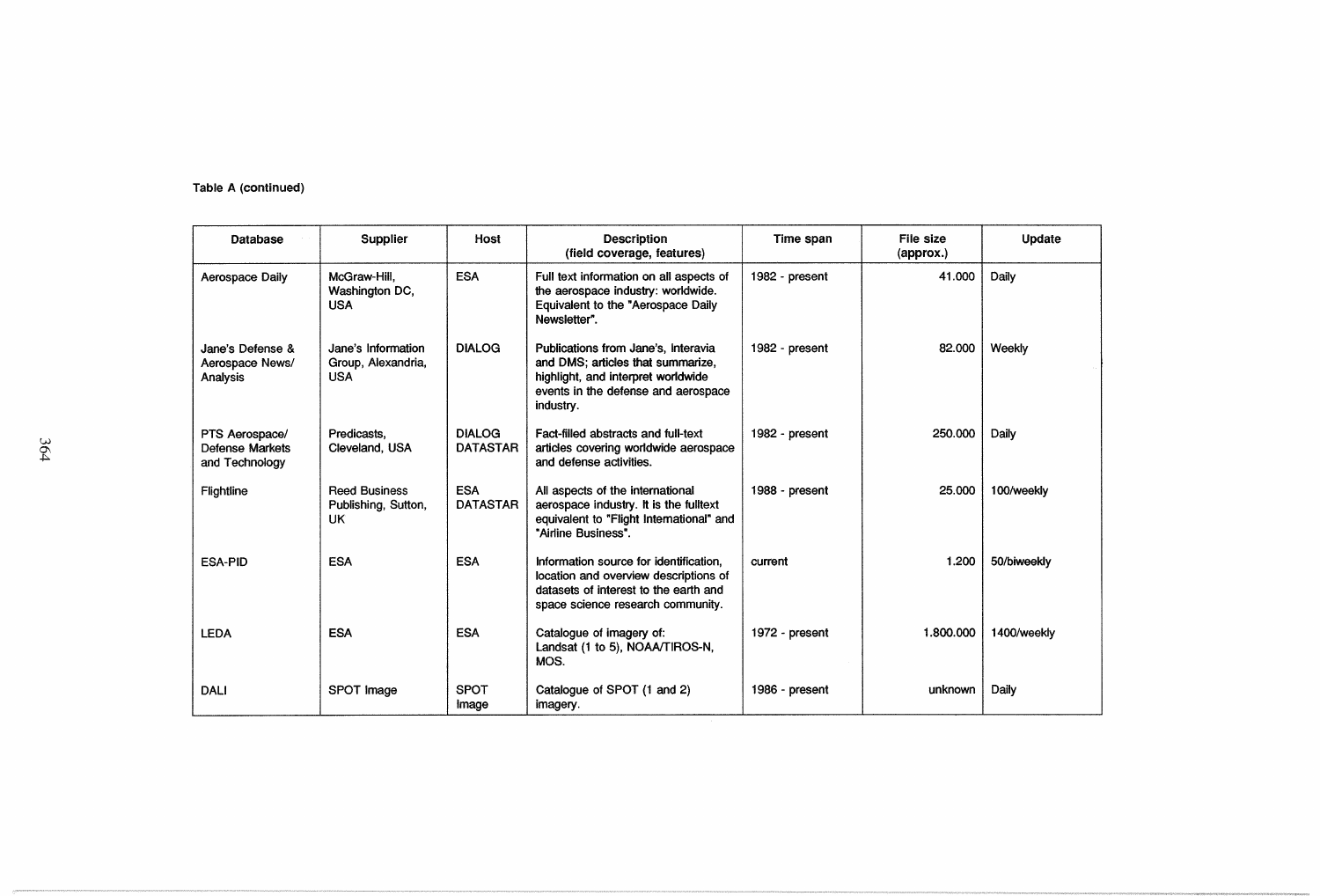Table A (continued)

| Database | Supplier | Host | Description (field coverage, features) | Time span | File size (approx.) | Update |
|---|---|---|---|---|---|---|
| Aerospace Daily | McGraw-Hill, Washington DC, USA | ESA | Full text information on all aspects of the aerospace industry: worldwide. Equivalent to the "Aerospace Daily Newsletter". | 1982 - present | 41.000 | Daily |
| Jane's Defense & Aerospace News/ Analysis | Jane's Information Group, Alexandria, USA | DIALOG | Publications from Jane's, Interavia and DMS; articles that summarize, highlight, and interpret worldwide events in the defense and aerospace industry. | 1982 - present | 82.000 | Weekly |
| PTS Aerospace/ Defense Markets and Technology | Predicasts, Cleveland, USA | DIALOG DATASTAR | Fact-filled abstracts and full-text articles covering worldwide aerospace and defense activities. | 1982 - present | 250.000 | Daily |
| Flightline | Reed Business Publishing, Sutton, UK | ESA DATASTAR | All aspects of the international aerospace industry. It is the fulltext equivalent to "Flight International" and "Airline Business". | 1988 - present | 25.000 | 100/weekly |
| ESA-PID | ESA | ESA | Information source for identification, location and overview descriptions of datasets of interest to the earth and space science research community. | current | 1.200 | 50/biweekly |
| LEDA | ESA | ESA | Catalogue of imagery of: Landsat (1 to 5), NOAA/TIROS-N, MOS. | 1972 - present | 1.800.000 | 1400/weekly |
| DALI | SPOT Image | SPOT Image | Catalogue of SPOT (1 and 2) imagery. | 1986 - present | unknown | Daily |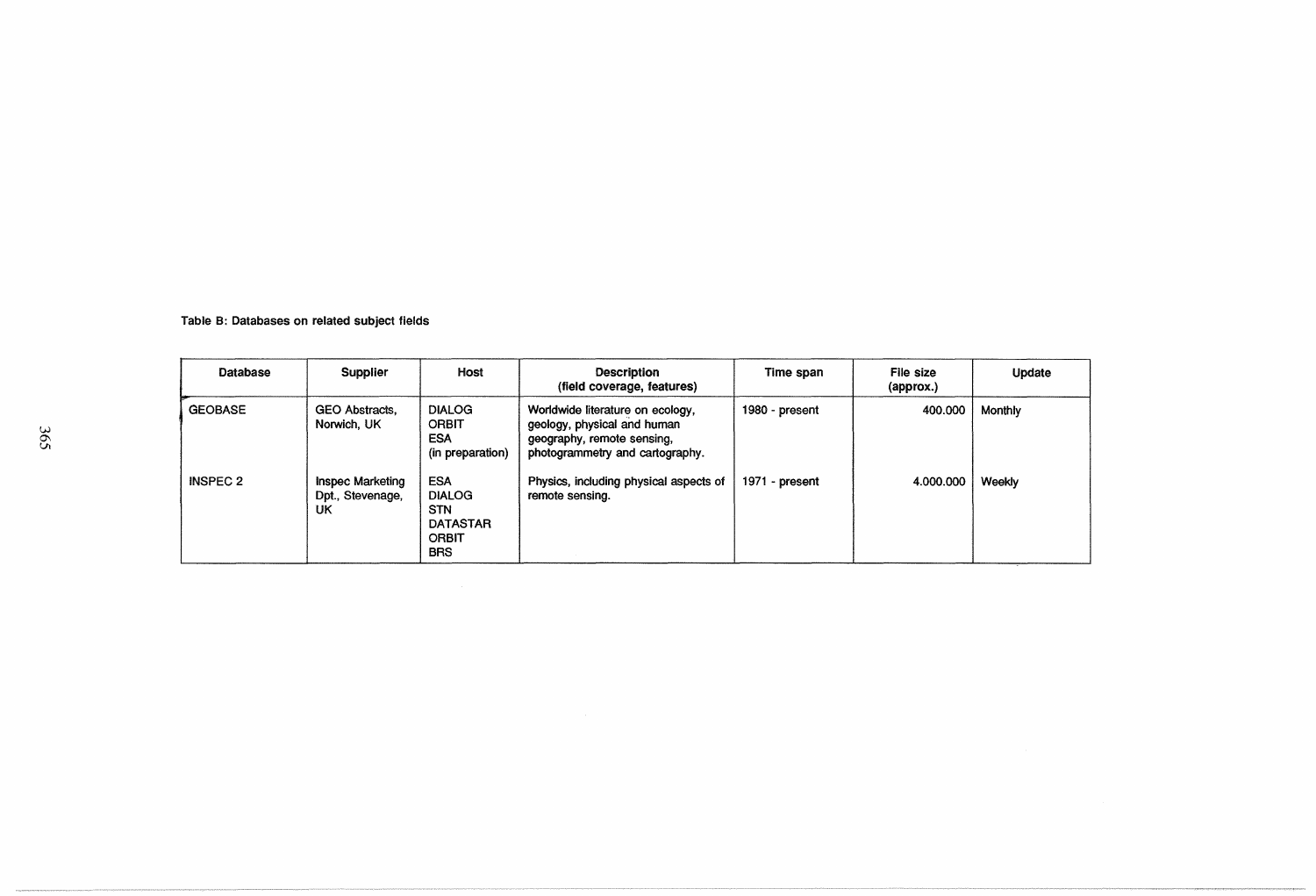**Table B: Databases on related subject fields**

| Database | Supplier | Host | Description (field coverage, features) | Time span | File size (approx.) | Update |
|---|---|---|---|---|---|---|
| GEOBASE | GEO Abstracts, Norwich, UK | DIALOG ORBIT ESA (in preparation) | Worldwide literature on ecology, geology, physical and human geography, remote sensing, photogrammetry and cartography. | 1980 - present | 400.000 | Monthly |
| INSPEC 2 | Inspec Marketing Dpt., Stevenage, UK | ESA DIALOG STN DATASTAR ORBIT BRS | Physics, including physical aspects of remote sensing. | 1971 - present | 4.000.000 | Weekly |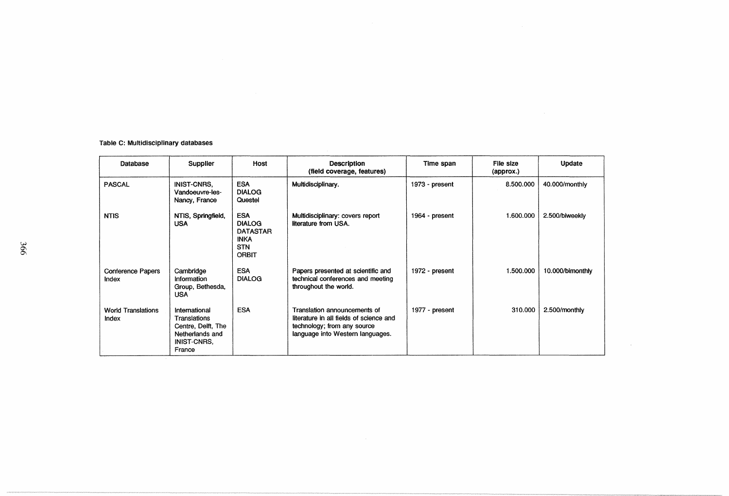Table C: Multidisciplinary databases

| Database | Supplier | Host | Description (field coverage, features) | Time span | File size (approx.) | Update |
|---|---|---|---|---|---|---|
| PASCAL | INIST-CNRS, Vandoeuvre-les-Nancy, France | ESA DIALOG Questel | Multidisciplinary. | 1973 - present | 8.500.000 | 40.000/monthly |
| NTIS | NTIS, Springfield, USA | ESA DIALOG DATASTAR INKA STN ORBIT | Multidisciplinary: covers report literature from USA. | 1964 - present | 1.600.000 | 2.500/biweekly |
| Conference Papers Index | Cambridge Information Group, Bethesda, USA | ESA DIALOG | Papers presented at scientific and technical conferences and meeting throughout the world. | 1972 - present | 1.500.000 | 10.000/bimonthly |
| World Translations Index | International Translations Centre, Delft, The Netherlands and INIST-CNRS, France | ESA | Translation announcements of literature in all fields of science and technology; from any source language into Western languages. | 1977 - present | 310.000 | 2.500/monthly |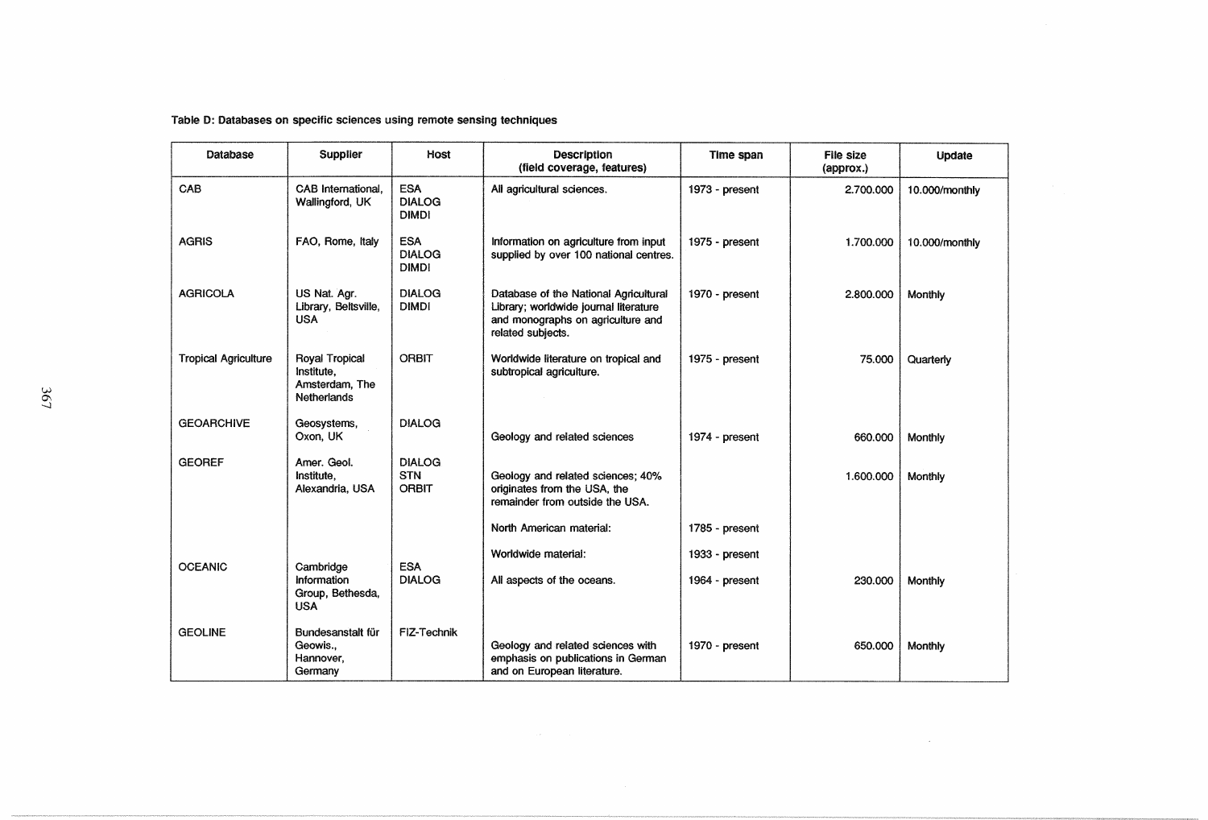**Table D: Databases on specific sciences using remote sensing techniques**

| Database | Supplier | Host | Description (field coverage, features) | Time span | File size (approx.) | Update |
|---|---|---|---|---|---|---|
| CAB | CAB International, Wallingford, UK | ESA DIALOG DIMDI | All agricultural sciences. | 1973 - present | 2.700.000 | 10.000/monthly |
| AGRIS | FAO, Rome, Italy | ESA DIALOG DIMDI | Information on agriculture from input supplied by over 100 national centres. | 1975 - present | 1.700.000 | 10.000/monthly |
| AGRICOLA | US Nat. Agr. Library, Beltsville, USA | DIALOG DIMDI | Database of the National Agricultural Library; worldwide journal literature and monographs on agriculture and related subjects. | 1970 - present | 2.800.000 | Monthly |
| Tropical Agriculture | Royal Tropical Institute, Amsterdam, The Netherlands | ORBIT | Worldwide literature on tropical and subtropical agriculture. | 1975 - present | 75.000 | Quarterly |
| GEOARCHIVE | Geosystems, Oxon, UK | DIALOG | Geology and related sciences | 1974 - present | 660.000 | Monthly |
| GEOREF | Amer. Geol. Institute, Alexandria, USA | DIALOG STN ORBIT | Geology and related sciences; 40% originates from the USA, the remainder from outside the USA. | | 1.600.000 | Monthly |
| | | | North American material: | 1785 - present | | |
| | | | Worldwide material: | 1933 - present | | |
| OCEANIC | Cambridge Information Group, Bethesda, USA | ESA DIALOG | All aspects of the oceans. | 1964 - present | 230.000 | Monthly |
| GEOLINE | Bundesanstalt für Geowis., Hannover, Germany | FIZ-Technik | Geology and related sciences with emphasis on publications in German and on European literature. | 1970 - present | 650.000 | Monthly |